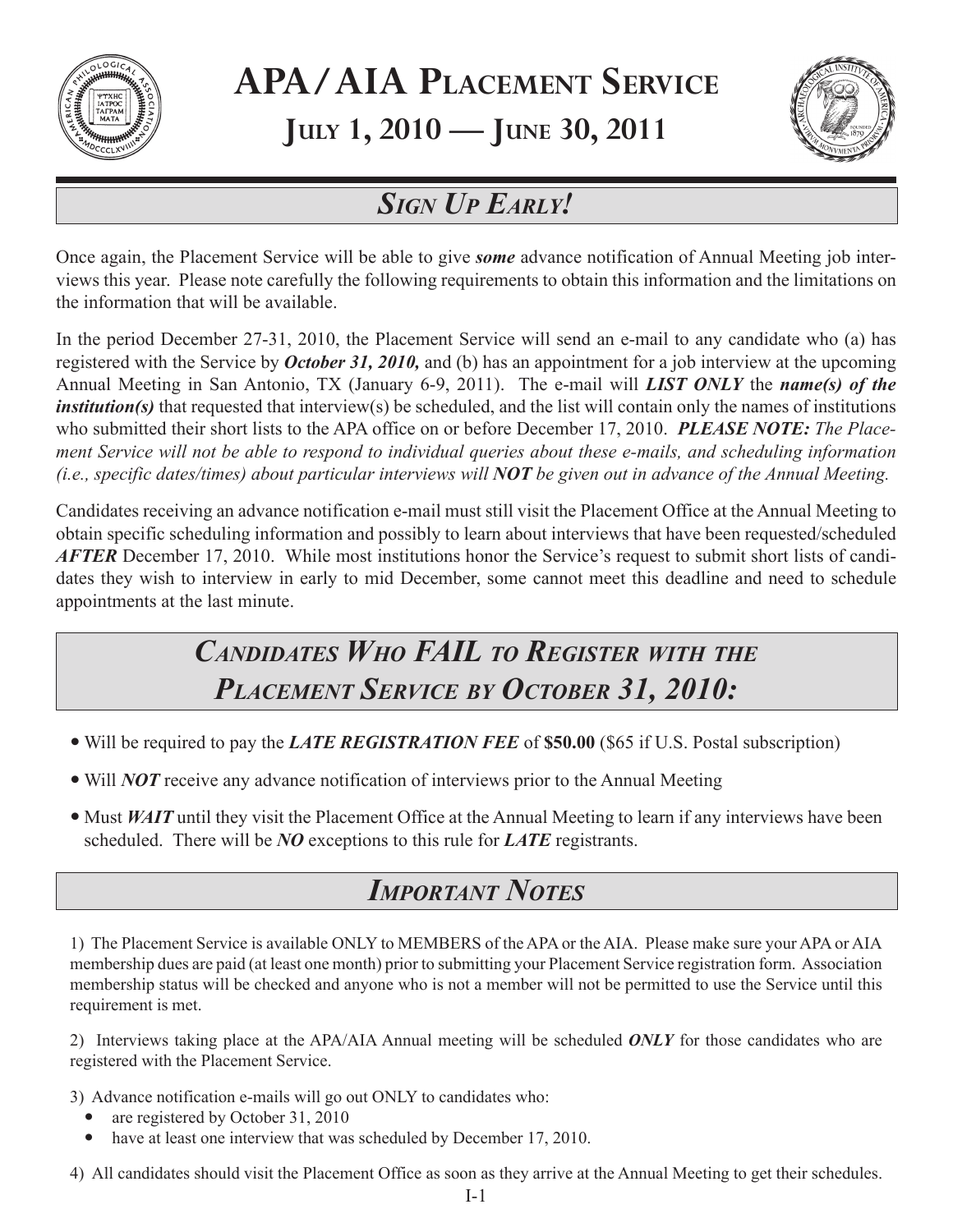# APA / AIA Placement Service

## July 1, 2010 — June 30, 2011

## *Sign Up Early!*

Once again, the Placement Service will be able to give ***some*** advance notification of Annual Meeting job interviews this year. Please note carefully the following requirements to obtain this information and the limitations on the information that will be available.

In the period December 27-31, 2010, the Placement Service will send an e-mail to any candidate who (a) has registered with the Service by ***October 31, 2010,*** and (b) has an appointment for a job interview at the upcoming Annual Meeting in San Antonio, TX (January 6-9, 2011). The e-mail will ***LIST ONLY*** the ***name(s) of the institution(s)*** that requested that interview(s) be scheduled, and the list will contain only the names of institutions who submitted their short lists to the APA office on or before December 17, 2010. ***PLEASE NOTE:*** *The Placement Service will not be able to respond to individual queries about these e-mails, and scheduling information (i.e., specific dates/times) about particular interviews will* ***NOT*** *be given out in advance of the Annual Meeting.*

Candidates receiving an advance notification e-mail must still visit the Placement Office at the Annual Meeting to obtain specific scheduling information and possibly to learn about interviews that have been requested/scheduled ***AFTER*** December 17, 2010. While most institutions honor the Service's request to submit short lists of candidates they wish to interview in early to mid December, some cannot meet this deadline and need to schedule appointments at the last minute.

## *Candidates Who FAIL to Register with the Placement Service by October 31, 2010:*

- Will be required to pay the ***LATE REGISTRATION FEE*** of **$50.00** ($65 if U.S. Postal subscription)
- Will ***NOT*** receive any advance notification of interviews prior to the Annual Meeting
- Must ***WAIT*** until they visit the Placement Office at the Annual Meeting to learn if any interviews have been scheduled. There will be ***NO*** exceptions to this rule for ***LATE*** registrants.

## *Important Notes*

1) The Placement Service is available ONLY to MEMBERS of the APA or the AIA. Please make sure your APA or AIA membership dues are paid (at least one month) prior to submitting your Placement Service registration form. Association membership status will be checked and anyone who is not a member will not be permitted to use the Service until this requirement is met.

2) Interviews taking place at the APA/AIA Annual meeting will be scheduled ***ONLY*** for those candidates who are registered with the Placement Service.

3) Advance notification e-mails will go out ONLY to candidates who:
- are registered by October 31, 2010
- have at least one interview that was scheduled by December 17, 2010.

4) All candidates should visit the Placement Office as soon as they arrive at the Annual Meeting to get their schedules.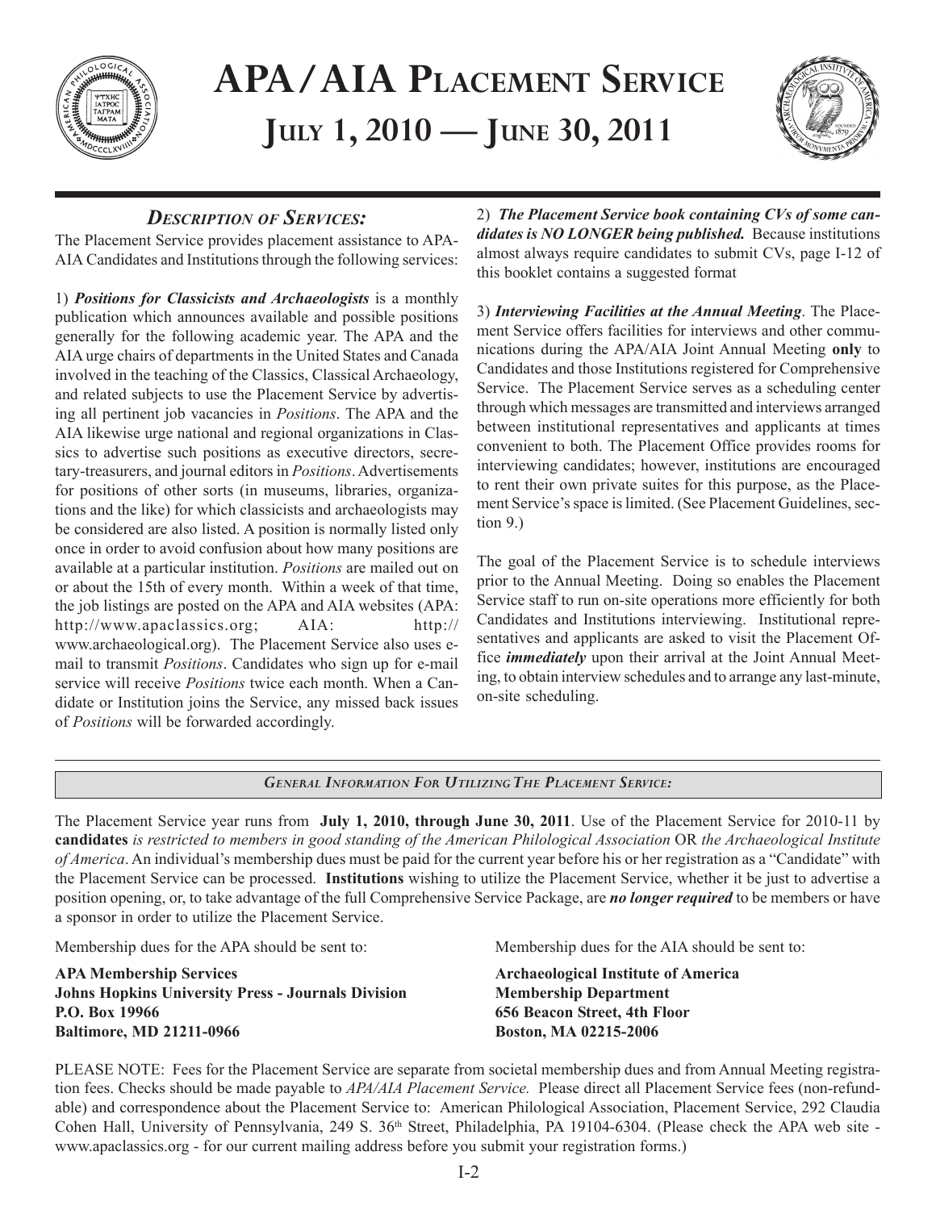# APA/AIA Placement Service

## July 1, 2010 — June 30, 2011

### *Description of Services:*

The Placement Service provides placement assistance to APA-AIA Candidates and Institutions through the following services:

1) ***Positions for Classicists and Archaeologists*** is a monthly publication which announces available and possible positions generally for the following academic year. The APA and the AIA urge chairs of departments in the United States and Canada involved in the teaching of the Classics, Classical Archaeology, and related subjects to use the Placement Service by advertising all pertinent job vacancies in *Positions*. The APA and the AIA likewise urge national and regional organizations in Classics to advertise such positions as executive directors, secretary-treasurers, and journal editors in *Positions*. Advertisements for positions of other sorts (in museums, libraries, organizations and the like) for which classicists and archaeologists may be considered are also listed. A position is normally listed only once in order to avoid confusion about how many positions are available at a particular institution. *Positions* are mailed out on or about the 15th of every month. Within a week of that time, the job listings are posted on the APA and AIA websites (APA: http://www.apaclassics.org; AIA: http://www.archaeological.org). The Placement Service also uses e-mail to transmit *Positions*. Candidates who sign up for e-mail service will receive *Positions* twice each month. When a Candidate or Institution joins the Service, any missed back issues of *Positions* will be forwarded accordingly.

2) ***The Placement Service book containing CVs of some candidates is NO LONGER being published.*** Because institutions almost always require candidates to submit CVs, page I-12 of this booklet contains a suggested format

3) ***Interviewing Facilities at the Annual Meeting***. The Placement Service offers facilities for interviews and other communications during the APA/AIA Joint Annual Meeting **only** to Candidates and those Institutions registered for Comprehensive Service. The Placement Service serves as a scheduling center through which messages are transmitted and interviews arranged between institutional representatives and applicants at times convenient to both. The Placement Office provides rooms for interviewing candidates; however, institutions are encouraged to rent their own private suites for this purpose, as the Placement Service's space is limited. (See Placement Guidelines, section 9.)

The goal of the Placement Service is to schedule interviews prior to the Annual Meeting. Doing so enables the Placement Service staff to run on-site operations more efficiently for both Candidates and Institutions interviewing. Institutional representatives and applicants are asked to visit the Placement Office ***immediately*** upon their arrival at the Joint Annual Meeting, to obtain interview schedules and to arrange any last-minute, on-site scheduling.

### *General Information For Utilizing The Placement Service:*

The Placement Service year runs from **July 1, 2010, through June 30, 2011**. Use of the Placement Service for 2010-11 by **candidates** *is restricted to members in good standing of the American Philological Association* OR *the Archaeological Institute of America*. An individual's membership dues must be paid for the current year before his or her registration as a "Candidate" with the Placement Service can be processed. **Institutions** wishing to utilize the Placement Service, whether it be just to advertise a position opening, or, to take advantage of the full Comprehensive Service Package, are ***no longer required*** to be members or have a sponsor in order to utilize the Placement Service.

Membership dues for the APA should be sent to:

**APA Membership Services**
**Johns Hopkins University Press - Journals Division**
**P.O. Box 19966**
**Baltimore, MD 21211-0966**

Membership dues for the AIA should be sent to:

**Archaeological Institute of America**
**Membership Department**
**656 Beacon Street, 4th Floor**
**Boston, MA 02215-2006**

PLEASE NOTE: Fees for the Placement Service are separate from societal membership dues and from Annual Meeting registration fees. Checks should be made payable to *APA/AIA Placement Service.* Please direct all Placement Service fees (non-refundable) and correspondence about the Placement Service to: American Philological Association, Placement Service, 292 Claudia Cohen Hall, University of Pennsylvania, 249 S. 36th Street, Philadelphia, PA 19104-6304. (Please check the APA web site - www.apaclassics.org - for our current mailing address before you submit your registration forms.)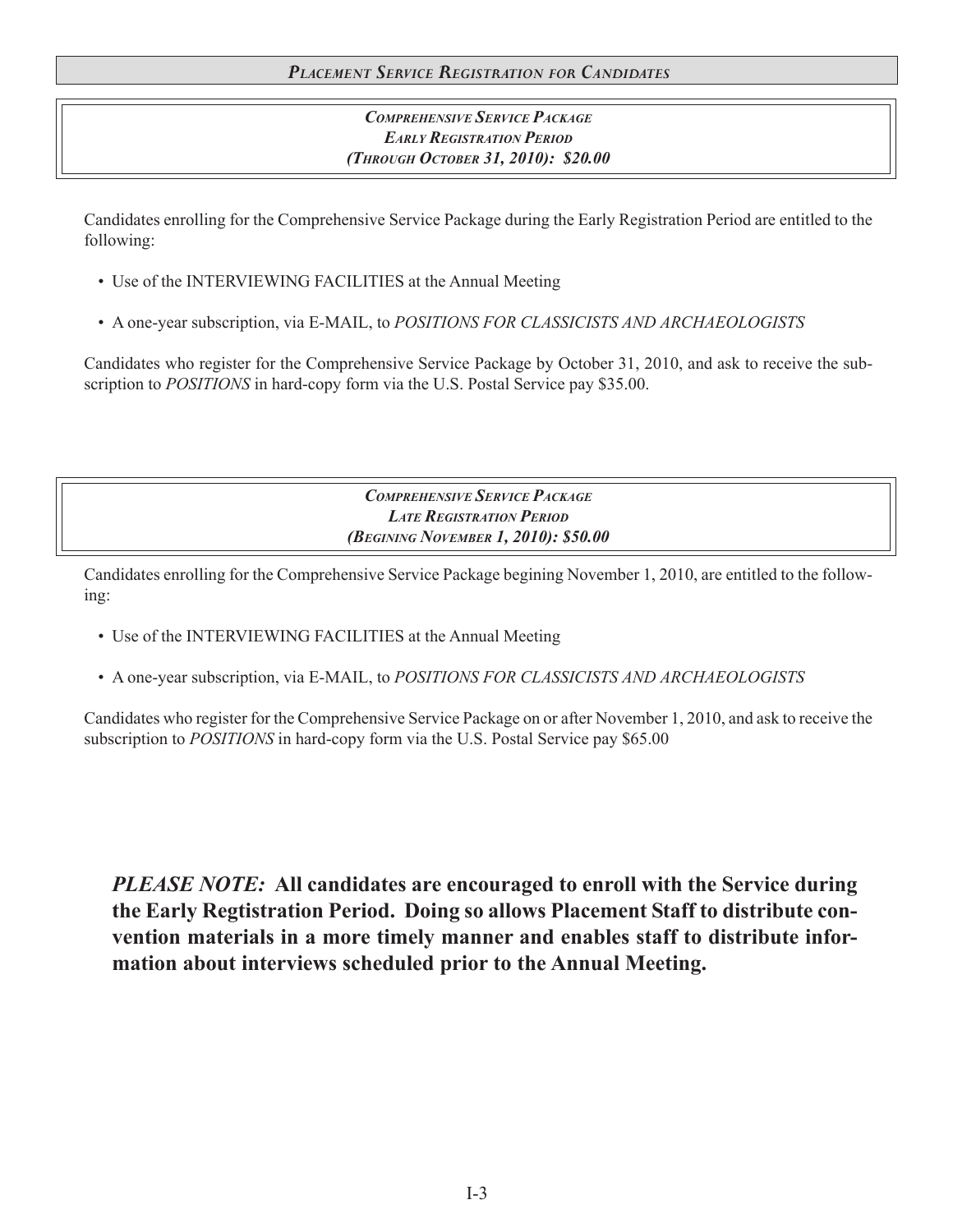## *Placement Service Registration for Candidates*

### *Comprehensive Service Package*
### *Early Registration Period*
### *(Through October 31, 2010): $20.00*

Candidates enrolling for the Comprehensive Service Package during the Early Registration Period are entitled to the following:

- Use of the INTERVIEWING FACILITIES at the Annual Meeting
- A one-year subscription, via E-MAIL, to *POSITIONS FOR CLASSICISTS AND ARCHAEOLOGISTS*

Candidates who register for the Comprehensive Service Package by October 31, 2010, and ask to receive the subscription to *POSITIONS* in hard-copy form via the U.S. Postal Service pay $35.00.

### *Comprehensive Service Package*
### *Late Registration Period*
### *(Begining November 1, 2010): $50.00*

Candidates enrolling for the Comprehensive Service Package begining November 1, 2010, are entitled to the following:

- Use of the INTERVIEWING FACILITIES at the Annual Meeting
- A one-year subscription, via E-MAIL, to *POSITIONS FOR CLASSICISTS AND ARCHAEOLOGISTS*

Candidates who register for the Comprehensive Service Package on or after November 1, 2010, and ask to receive the subscription to *POSITIONS* in hard-copy form via the U.S. Postal Service pay $65.00

***PLEASE NOTE:*** **All candidates are encouraged to enroll with the Service during the Early Regtistration Period. Doing so allows Placement Staff to distribute convention materials in a more timely manner and enables staff to distribute information about interviews scheduled prior to the Annual Meeting.**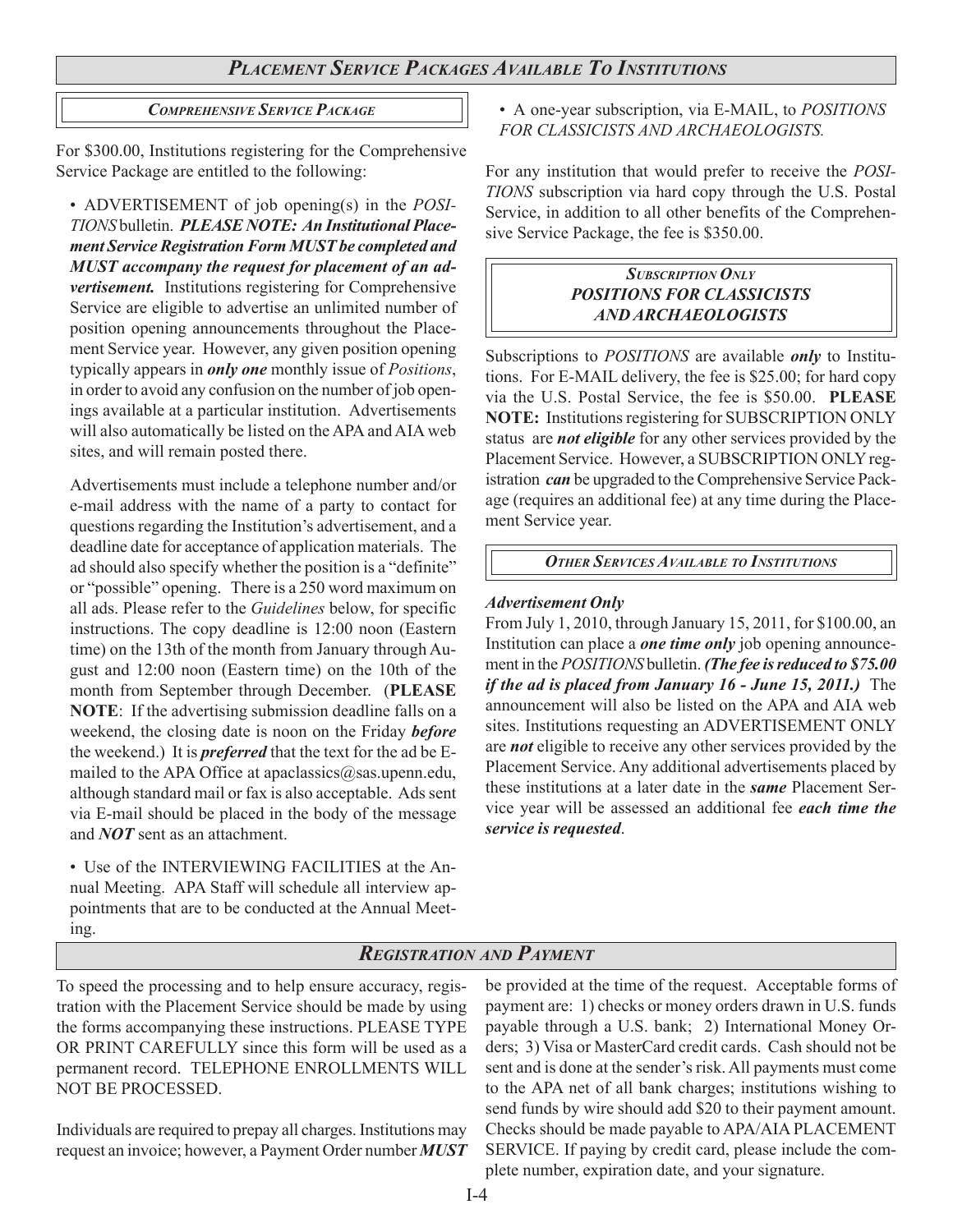## *Placement Service Packages Available To Institutions*

### *Comprehensive Service Package*

For $300.00, Institutions registering for the Comprehensive Service Package are entitled to the following:

- ADVERTISEMENT of job opening(s) in the *POSITIONS* bulletin. ***PLEASE NOTE: An Institutional Placement Service Registration Form MUST be completed and MUST accompany the request for placement of an advertisement.*** Institutions registering for Comprehensive Service are eligible to advertise an unlimited number of position opening announcements throughout the Placement Service year. However, any given position opening typically appears in ***only one*** monthly issue of *Positions*, in order to avoid any confusion on the number of job openings available at a particular institution. Advertisements will also automatically be listed on the APA and AIA web sites, and will remain posted there.

  Advertisements must include a telephone number and/or e-mail address with the name of a party to contact for questions regarding the Institution's advertisement, and a deadline date for acceptance of application materials. The ad should also specify whether the position is a "definite" or "possible" opening. There is a 250 word maximum on all ads. Please refer to the *Guidelines* below, for specific instructions. The copy deadline is 12:00 noon (Eastern time) on the 13th of the month from January through August and 12:00 noon (Eastern time) on the 10th of the month from September through December. (**PLEASE NOTE**: If the advertising submission deadline falls on a weekend, the closing date is noon on the Friday ***before*** the weekend.) It is ***preferred*** that the text for the ad be E-mailed to the APA Office at apaclassics@sas.upenn.edu, although standard mail or fax is also acceptable. Ads sent via E-mail should be placed in the body of the message and ***NOT*** sent as an attachment.

- Use of the INTERVIEWING FACILITIES at the Annual Meeting. APA Staff will schedule all interview appointments that are to be conducted at the Annual Meeting.

- A one-year subscription, via E-MAIL, to *POSITIONS FOR CLASSICISTS AND ARCHAEOLOGISTS.*

For any institution that would prefer to receive the *POSITIONS* subscription via hard copy through the U.S. Postal Service, in addition to all other benefits of the Comprehensive Service Package, the fee is $350.00.

### *Subscription Only*
### *POSITIONS FOR CLASSICISTS AND ARCHAEOLOGISTS*

Subscriptions to *POSITIONS* are available ***only*** to Institutions. For E-MAIL delivery, the fee is $25.00; for hard copy via the U.S. Postal Service, the fee is $50.00. **PLEASE NOTE:** Institutions registering for SUBSCRIPTION ONLY status are ***not eligible*** for any other services provided by the Placement Service. However, a SUBSCRIPTION ONLY registration ***can*** be upgraded to the Comprehensive Service Package (requires an additional fee) at any time during the Placement Service year.

### *Other Services Available to Institutions*

***Advertisement Only***

From July 1, 2010, through January 15, 2011, for $100.00, an Institution can place a ***one time only*** job opening announcement in the *POSITIONS* bulletin. ***(The fee is reduced to $75.00 if the ad is placed from January 16 - June 15, 2011.)*** The announcement will also be listed on the APA and AIA web sites. Institutions requesting an ADVERTISEMENT ONLY are ***not*** eligible to receive any other services provided by the Placement Service. Any additional advertisements placed by these institutions at a later date in the ***same*** Placement Service year will be assessed an additional fee ***each time the service is requested***.

## *Registration and Payment*

To speed the processing and to help ensure accuracy, registration with the Placement Service should be made by using the forms accompanying these instructions. PLEASE TYPE OR PRINT CAREFULLY since this form will be used as a permanent record. TELEPHONE ENROLLMENTS WILL NOT BE PROCESSED.

Individuals are required to prepay all charges. Institutions may request an invoice; however, a Payment Order number ***MUST*** be provided at the time of the request. Acceptable forms of payment are: 1) checks or money orders drawn in U.S. funds payable through a U.S. bank; 2) International Money Orders; 3) Visa or MasterCard credit cards. Cash should not be sent and is done at the sender's risk. All payments must come to the APA net of all bank charges; institutions wishing to send funds by wire should add $20 to their payment amount. Checks should be made payable to APA/AIA PLACEMENT SERVICE. If paying by credit card, please include the complete number, expiration date, and your signature.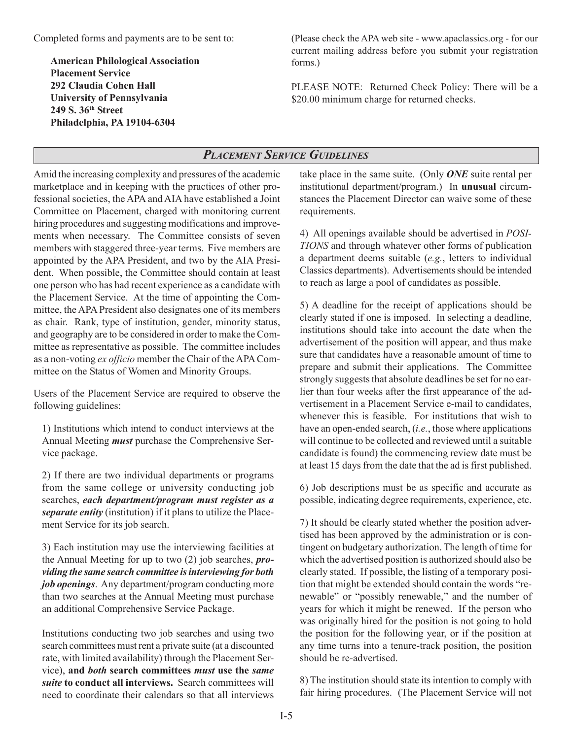Completed forms and payments are to be sent to:

**American Philological Association**
**Placement Service**
**292 Claudia Cohen Hall**
**University of Pennsylvania**
**249 S. 36th Street**
**Philadelphia, PA 19104-6304**

(Please check the APA web site - www.apaclassics.org - for our current mailing address before you submit your registration forms.)

PLEASE NOTE: Returned Check Policy: There will be a $20.00 minimum charge for returned checks.

## *PLACEMENT SERVICE GUIDELINES*

Amid the increasing complexity and pressures of the academic marketplace and in keeping with the practices of other professional societies, the APA and AIA have established a Joint Committee on Placement, charged with monitoring current hiring procedures and suggesting modifications and improvements when necessary. The Committee consists of seven members with staggered three-year terms. Five members are appointed by the APA President, and two by the AIA President. When possible, the Committee should contain at least one person who has had recent experience as a candidate with the Placement Service. At the time of appointing the Committee, the APA President also designates one of its members as chair. Rank, type of institution, gender, minority status, and geography are to be considered in order to make the Committee as representative as possible. The committee includes as a non-voting *ex officio* member the Chair of the APA Committee on the Status of Women and Minority Groups.

Users of the Placement Service are required to observe the following guidelines:

1) Institutions which intend to conduct interviews at the Annual Meeting ***must*** purchase the Comprehensive Service package.

2) If there are two individual departments or programs from the same college or university conducting job searches, ***each department/program must register as a separate entity*** (institution) if it plans to utilize the Placement Service for its job search.

3) Each institution may use the interviewing facilities at the Annual Meeting for up to two (2) job searches, ***providing the same search committee is interviewing for both job openings***. Any department/program conducting more than two searches at the Annual Meeting must purchase an additional Comprehensive Service Package.

Institutions conducting two job searches and using two search committees must rent a private suite (at a discounted rate, with limited availability) through the Placement Service), **and *both* search committees *must* use the *same suite* to conduct all interviews.** Search committees will need to coordinate their calendars so that all interviews take place in the same suite. (Only ***ONE*** suite rental per institutional department/program.) In **unusual** circumstances the Placement Director can waive some of these requirements.

4) All openings available should be advertised in *POSITIONS* and through whatever other forms of publication a department deems suitable (*e.g.*, letters to individual Classics departments). Advertisements should be intended to reach as large a pool of candidates as possible.

5) A deadline for the receipt of applications should be clearly stated if one is imposed. In selecting a deadline, institutions should take into account the date when the advertisement of the position will appear, and thus make sure that candidates have a reasonable amount of time to prepare and submit their applications. The Committee strongly suggests that absolute deadlines be set for no earlier than four weeks after the first appearance of the advertisement in a Placement Service e-mail to candidates, whenever this is feasible. For institutions that wish to have an open-ended search, (*i.e.*, those where applications will continue to be collected and reviewed until a suitable candidate is found) the commencing review date must be at least 15 days from the date that the ad is first published.

6) Job descriptions must be as specific and accurate as possible, indicating degree requirements, experience, etc.

7) It should be clearly stated whether the position advertised has been approved by the administration or is contingent on budgetary authorization. The length of time for which the advertised position is authorized should also be clearly stated. If possible, the listing of a temporary position that might be extended should contain the words "renewable" or "possibly renewable," and the number of years for which it might be renewed. If the person who was originally hired for the position is not going to hold the position for the following year, or if the position at any time turns into a tenure-track position, the position should be re-advertised.

8) The institution should state its intention to comply with fair hiring procedures. (The Placement Service will not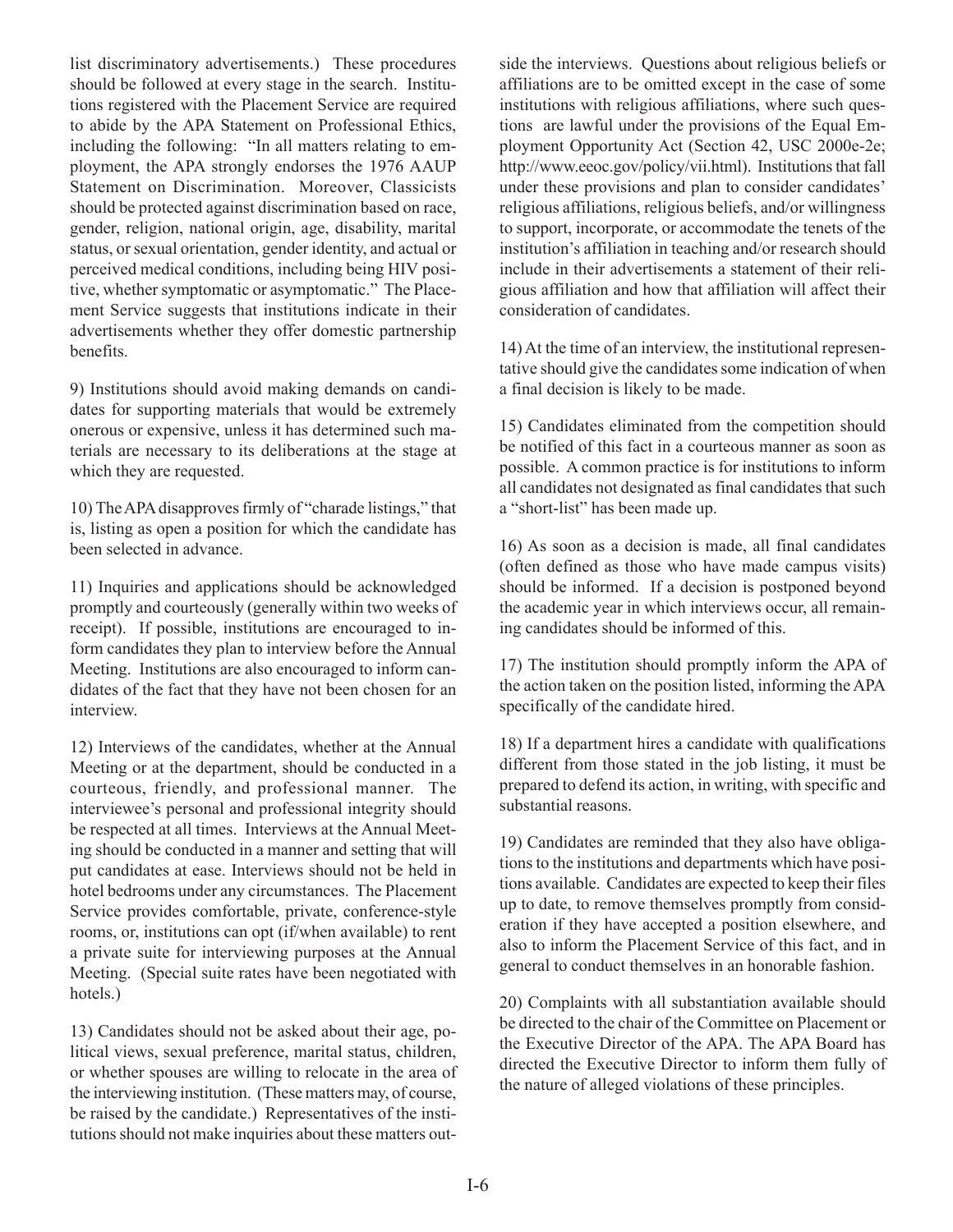list discriminatory advertisements.) These procedures should be followed at every stage in the search. Institutions registered with the Placement Service are required to abide by the APA Statement on Professional Ethics, including the following: "In all matters relating to employment, the APA strongly endorses the 1976 AAUP Statement on Discrimination. Moreover, Classicists should be protected against discrimination based on race, gender, religion, national origin, age, disability, marital status, or sexual orientation, gender identity, and actual or perceived medical conditions, including being HIV positive, whether symptomatic or asymptomatic." The Placement Service suggests that institutions indicate in their advertisements whether they offer domestic partnership benefits.

9) Institutions should avoid making demands on candidates for supporting materials that would be extremely onerous or expensive, unless it has determined such materials are necessary to its deliberations at the stage at which they are requested.

10) The APA disapproves firmly of "charade listings," that is, listing as open a position for which the candidate has been selected in advance.

11) Inquiries and applications should be acknowledged promptly and courteously (generally within two weeks of receipt). If possible, institutions are encouraged to inform candidates they plan to interview before the Annual Meeting. Institutions are also encouraged to inform candidates of the fact that they have not been chosen for an interview.

12) Interviews of the candidates, whether at the Annual Meeting or at the department, should be conducted in a courteous, friendly, and professional manner. The interviewee's personal and professional integrity should be respected at all times. Interviews at the Annual Meeting should be conducted in a manner and setting that will put candidates at ease. Interviews should not be held in hotel bedrooms under any circumstances. The Placement Service provides comfortable, private, conference-style rooms, or, institutions can opt (if/when available) to rent a private suite for interviewing purposes at the Annual Meeting. (Special suite rates have been negotiated with hotels.)

13) Candidates should not be asked about their age, political views, sexual preference, marital status, children, or whether spouses are willing to relocate in the area of the interviewing institution. (These matters may, of course, be raised by the candidate.) Representatives of the institutions should not make inquiries about these matters outside the interviews. Questions about religious beliefs or affiliations are to be omitted except in the case of some institutions with religious affiliations, where such questions are lawful under the provisions of the Equal Employment Opportunity Act (Section 42, USC 2000e-2e; http://www.eeoc.gov/policy/vii.html). Institutions that fall under these provisions and plan to consider candidates' religious affiliations, religious beliefs, and/or willingness to support, incorporate, or accommodate the tenets of the institution's affiliation in teaching and/or research should include in their advertisements a statement of their religious affiliation and how that affiliation will affect their consideration of candidates.

14) At the time of an interview, the institutional representative should give the candidates some indication of when a final decision is likely to be made.

15) Candidates eliminated from the competition should be notified of this fact in a courteous manner as soon as possible. A common practice is for institutions to inform all candidates not designated as final candidates that such a "short-list" has been made up.

16) As soon as a decision is made, all final candidates (often defined as those who have made campus visits) should be informed. If a decision is postponed beyond the academic year in which interviews occur, all remaining candidates should be informed of this.

17) The institution should promptly inform the APA of the action taken on the position listed, informing the APA specifically of the candidate hired.

18) If a department hires a candidate with qualifications different from those stated in the job listing, it must be prepared to defend its action, in writing, with specific and substantial reasons.

19) Candidates are reminded that they also have obligations to the institutions and departments which have positions available. Candidates are expected to keep their files up to date, to remove themselves promptly from consideration if they have accepted a position elsewhere, and also to inform the Placement Service of this fact, and in general to conduct themselves in an honorable fashion.

20) Complaints with all substantiation available should be directed to the chair of the Committee on Placement or the Executive Director of the APA. The APA Board has directed the Executive Director to inform them fully of the nature of alleged violations of these principles.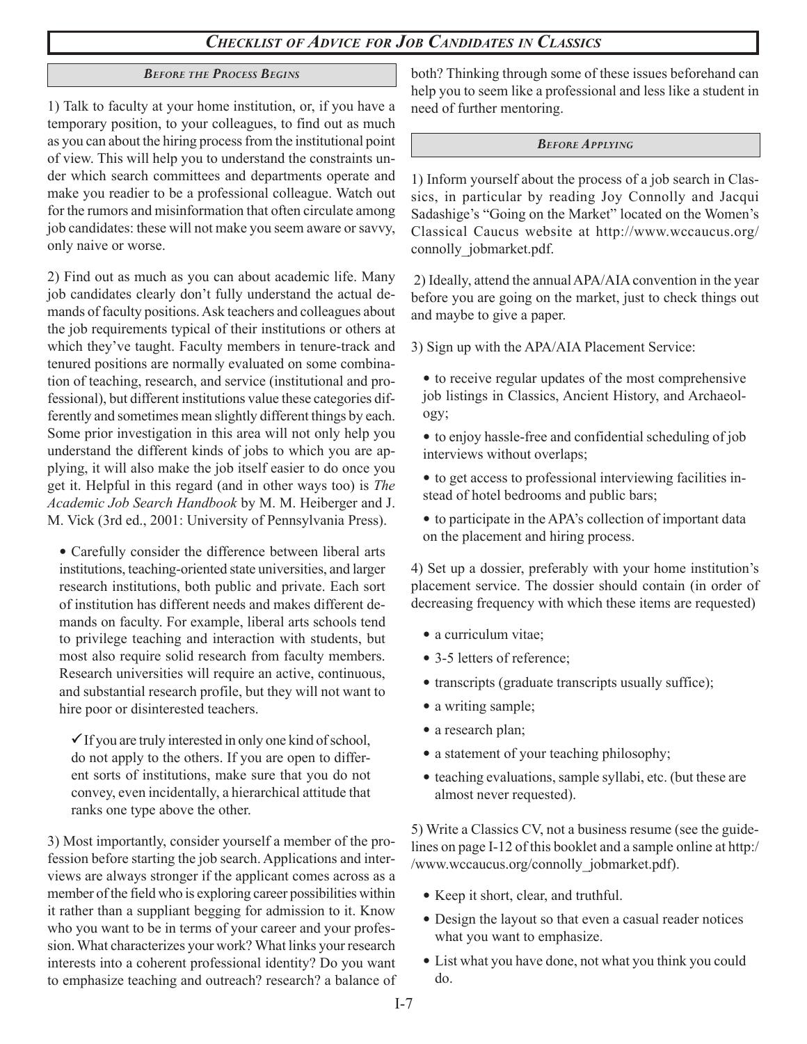# *Checklist of Advice for Job Candidates in Classics*

## *Before the Process Begins*

1) Talk to faculty at your home institution, or, if you have a temporary position, to your colleagues, to find out as much as you can about the hiring process from the institutional point of view. This will help you to understand the constraints under which search committees and departments operate and make you readier to be a professional colleague. Watch out for the rumors and misinformation that often circulate among job candidates: these will not make you seem aware or savvy, only naive or worse.

2) Find out as much as you can about academic life. Many job candidates clearly don't fully understand the actual demands of faculty positions. Ask teachers and colleagues about the job requirements typical of their institutions or others at which they've taught. Faculty members in tenure-track and tenured positions are normally evaluated on some combination of teaching, research, and service (institutional and professional), but different institutions value these categories differently and sometimes mean slightly different things by each. Some prior investigation in this area will not only help you understand the different kinds of jobs to which you are applying, it will also make the job itself easier to do once you get it. Helpful in this regard (and in other ways too) is *The Academic Job Search Handbook* by M. M. Heiberger and J. M. Vick (3rd ed., 2001: University of Pennsylvania Press).

- Carefully consider the difference between liberal arts institutions, teaching-oriented state universities, and larger research institutions, both public and private. Each sort of institution has different needs and makes different demands on faculty. For example, liberal arts schools tend to privilege teaching and interaction with students, but most also require solid research from faculty members. Research universities will require an active, continuous, and substantial research profile, but they will not want to hire poor or disinterested teachers.

  ✓ If you are truly interested in only one kind of school, do not apply to the others. If you are open to different sorts of institutions, make sure that you do not convey, even incidentally, a hierarchical attitude that ranks one type above the other.

3) Most importantly, consider yourself a member of the profession before starting the job search. Applications and interviews are always stronger if the applicant comes across as a member of the field who is exploring career possibilities within it rather than a suppliant begging for admission to it. Know who you want to be in terms of your career and your profession. What characterizes your work? What links your research interests into a coherent professional identity? Do you want to emphasize teaching and outreach? research? a balance of both? Thinking through some of these issues beforehand can help you to seem like a professional and less like a student in need of further mentoring.

## *Before Applying*

1) Inform yourself about the process of a job search in Classics, in particular by reading Joy Connolly and Jacqui Sadashige's "Going on the Market" located on the Women's Classical Caucus website at http://www.wccaucus.org/connolly_jobmarket.pdf.

2) Ideally, attend the annual APA/AIA convention in the year before you are going on the market, just to check things out and maybe to give a paper.

3) Sign up with the APA/AIA Placement Service:

- to receive regular updates of the most comprehensive job listings in Classics, Ancient History, and Archaeology;
- to enjoy hassle-free and confidential scheduling of job interviews without overlaps;
- to get access to professional interviewing facilities instead of hotel bedrooms and public bars;
- to participate in the APA's collection of important data on the placement and hiring process.

4) Set up a dossier, preferably with your home institution's placement service. The dossier should contain (in order of decreasing frequency with which these items are requested)

- a curriculum vitae;
- 3-5 letters of reference;
- transcripts (graduate transcripts usually suffice);
- a writing sample;
- a research plan;
- a statement of your teaching philosophy;
- teaching evaluations, sample syllabi, etc. (but these are almost never requested).

5) Write a Classics CV, not a business resume (see the guidelines on page I-12 of this booklet and a sample online at http://www.wccaucus.org/connolly_jobmarket.pdf).

- Keep it short, clear, and truthful.
- Design the layout so that even a casual reader notices what you want to emphasize.
- List what you have done, not what you think you could do.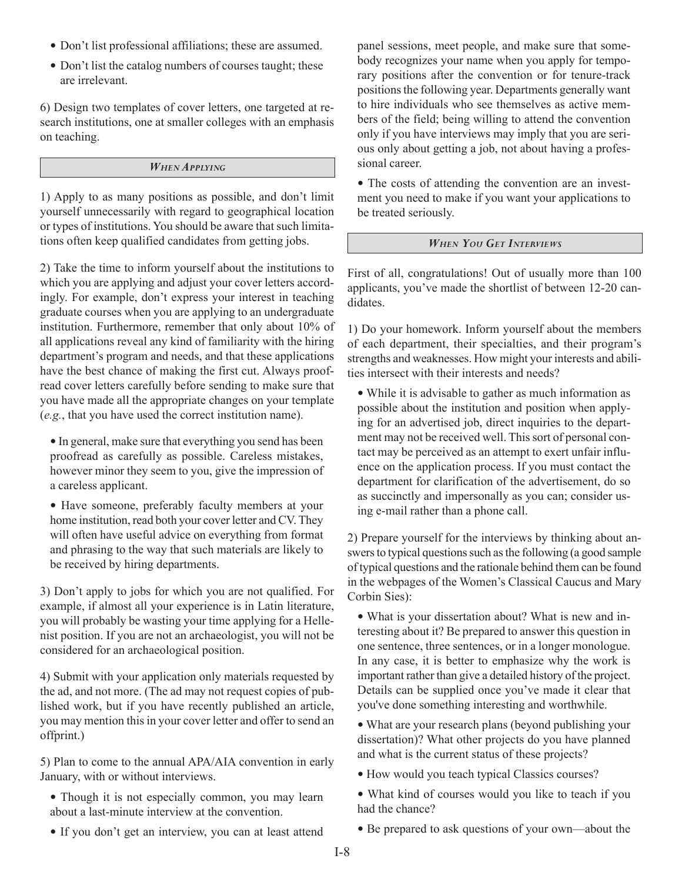- Don't list professional affiliations; these are assumed.
- Don't list the catalog numbers of courses taught; these are irrelevant.

6) Design two templates of cover letters, one targeted at research institutions, one at smaller colleges with an emphasis on teaching.

### *When Applying*

1) Apply to as many positions as possible, and don't limit yourself unnecessarily with regard to geographical location or types of institutions. You should be aware that such limitations often keep qualified candidates from getting jobs.

2) Take the time to inform yourself about the institutions to which you are applying and adjust your cover letters accordingly. For example, don't express your interest in teaching graduate courses when you are applying to an undergraduate institution. Furthermore, remember that only about 10% of all applications reveal any kind of familiarity with the hiring department's program and needs, and that these applications have the best chance of making the first cut. Always proofread cover letters carefully before sending to make sure that you have made all the appropriate changes on your template (*e.g.*, that you have used the correct institution name).

- In general, make sure that everything you send has been proofread as carefully as possible. Careless mistakes, however minor they seem to you, give the impression of a careless applicant.
- Have someone, preferably faculty members at your home institution, read both your cover letter and CV. They will often have useful advice on everything from format and phrasing to the way that such materials are likely to be received by hiring departments.

3) Don't apply to jobs for which you are not qualified. For example, if almost all your experience is in Latin literature, you will probably be wasting your time applying for a Hellenist position. If you are not an archaeologist, you will not be considered for an archaeological position.

4) Submit with your application only materials requested by the ad, and not more. (The ad may not request copies of published work, but if you have recently published an article, you may mention this in your cover letter and offer to send an offprint.)

5) Plan to come to the annual APA/AIA convention in early January, with or without interviews.

- Though it is not especially common, you may learn about a last-minute interview at the convention.
- If you don't get an interview, you can at least attend panel sessions, meet people, and make sure that somebody recognizes your name when you apply for temporary positions after the convention or for tenure-track positions the following year. Departments generally want to hire individuals who see themselves as active members of the field; being willing to attend the convention only if you have interviews may imply that you are serious only about getting a job, not about having a professional career.
- The costs of attending the convention are an investment you need to make if you want your applications to be treated seriously.

### *When You Get Interviews*

First of all, congratulations! Out of usually more than 100 applicants, you've made the shortlist of between 12-20 candidates.

1) Do your homework. Inform yourself about the members of each department, their specialties, and their program's strengths and weaknesses. How might your interests and abilities intersect with their interests and needs?

- While it is advisable to gather as much information as possible about the institution and position when applying for an advertised job, direct inquiries to the department may not be received well. This sort of personal contact may be perceived as an attempt to exert unfair influence on the application process. If you must contact the department for clarification of the advertisement, do so as succinctly and impersonally as you can; consider using e-mail rather than a phone call.

2) Prepare yourself for the interviews by thinking about answers to typical questions such as the following (a good sample of typical questions and the rationale behind them can be found in the webpages of the Women's Classical Caucus and Mary Corbin Sies):

- What is your dissertation about? What is new and interesting about it? Be prepared to answer this question in one sentence, three sentences, or in a longer monologue. In any case, it is better to emphasize why the work is important rather than give a detailed history of the project. Details can be supplied once you've made it clear that you've done something interesting and worthwhile.
- What are your research plans (beyond publishing your dissertation)? What other projects do you have planned and what is the current status of these projects?
- How would you teach typical Classics courses?
- What kind of courses would you like to teach if you had the chance?
- Be prepared to ask questions of your own—about the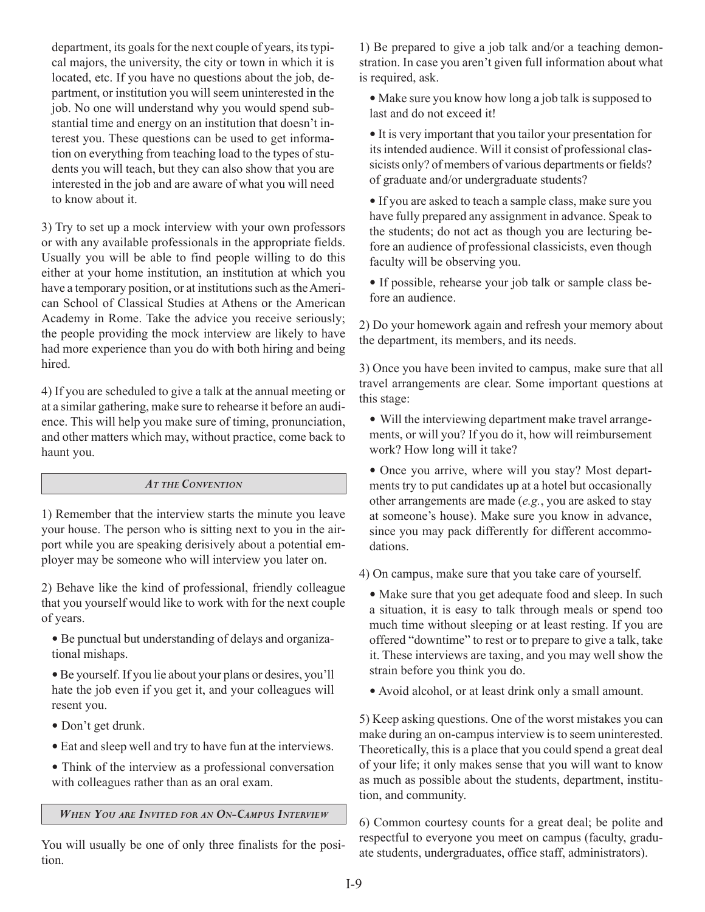department, its goals for the next couple of years, its typical majors, the university, the city or town in which it is located, etc. If you have no questions about the job, department, or institution you will seem uninterested in the job. No one will understand why you would spend substantial time and energy on an institution that doesn't interest you. These questions can be used to get information on everything from teaching load to the types of students you will teach, but they can also show that you are interested in the job and are aware of what you will need to know about it.

3) Try to set up a mock interview with your own professors or with any available professionals in the appropriate fields. Usually you will be able to find people willing to do this either at your home institution, an institution at which you have a temporary position, or at institutions such as the American School of Classical Studies at Athens or the American Academy in Rome. Take the advice you receive seriously; the people providing the mock interview are likely to have had more experience than you do with both hiring and being hired.

4) If you are scheduled to give a talk at the annual meeting or at a similar gathering, make sure to rehearse it before an audience. This will help you make sure of timing, pronunciation, and other matters which may, without practice, come back to haunt you.

### *At the Convention*

1) Remember that the interview starts the minute you leave your house. The person who is sitting next to you in the airport while you are speaking derisively about a potential employer may be someone who will interview you later on.

2) Behave like the kind of professional, friendly colleague that you yourself would like to work with for the next couple of years.

- Be punctual but understanding of delays and organizational mishaps.
- Be yourself. If you lie about your plans or desires, you'll hate the job even if you get it, and your colleagues will resent you.
- Don't get drunk.
- Eat and sleep well and try to have fun at the interviews.
- Think of the interview as a professional conversation with colleagues rather than as an oral exam.

### *When You are Invited for an On-Campus Interview*

You will usually be one of only three finalists for the position.

1) Be prepared to give a job talk and/or a teaching demonstration. In case you aren't given full information about what is required, ask.

- Make sure you know how long a job talk is supposed to last and do not exceed it!
- It is very important that you tailor your presentation for its intended audience. Will it consist of professional classicists only? of members of various departments or fields? of graduate and/or undergraduate students?
- If you are asked to teach a sample class, make sure you have fully prepared any assignment in advance. Speak to the students; do not act as though you are lecturing before an audience of professional classicists, even though faculty will be observing you.
- If possible, rehearse your job talk or sample class before an audience.

2) Do your homework again and refresh your memory about the department, its members, and its needs.

3) Once you have been invited to campus, make sure that all travel arrangements are clear. Some important questions at this stage:

- Will the interviewing department make travel arrangements, or will you? If you do it, how will reimbursement work? How long will it take?
- Once you arrive, where will you stay? Most departments try to put candidates up at a hotel but occasionally other arrangements are made (*e.g.*, you are asked to stay at someone's house). Make sure you know in advance, since you may pack differently for different accommodations.

4) On campus, make sure that you take care of yourself.

- Make sure that you get adequate food and sleep. In such a situation, it is easy to talk through meals or spend too much time without sleeping or at least resting. If you are offered "downtime" to rest or to prepare to give a talk, take it. These interviews are taxing, and you may well show the strain before you think you do.
- Avoid alcohol, or at least drink only a small amount.

5) Keep asking questions. One of the worst mistakes you can make during an on-campus interview is to seem uninterested. Theoretically, this is a place that you could spend a great deal of your life; it only makes sense that you will want to know as much as possible about the students, department, institution, and community.

6) Common courtesy counts for a great deal; be polite and respectful to everyone you meet on campus (faculty, graduate students, undergraduates, office staff, administrators).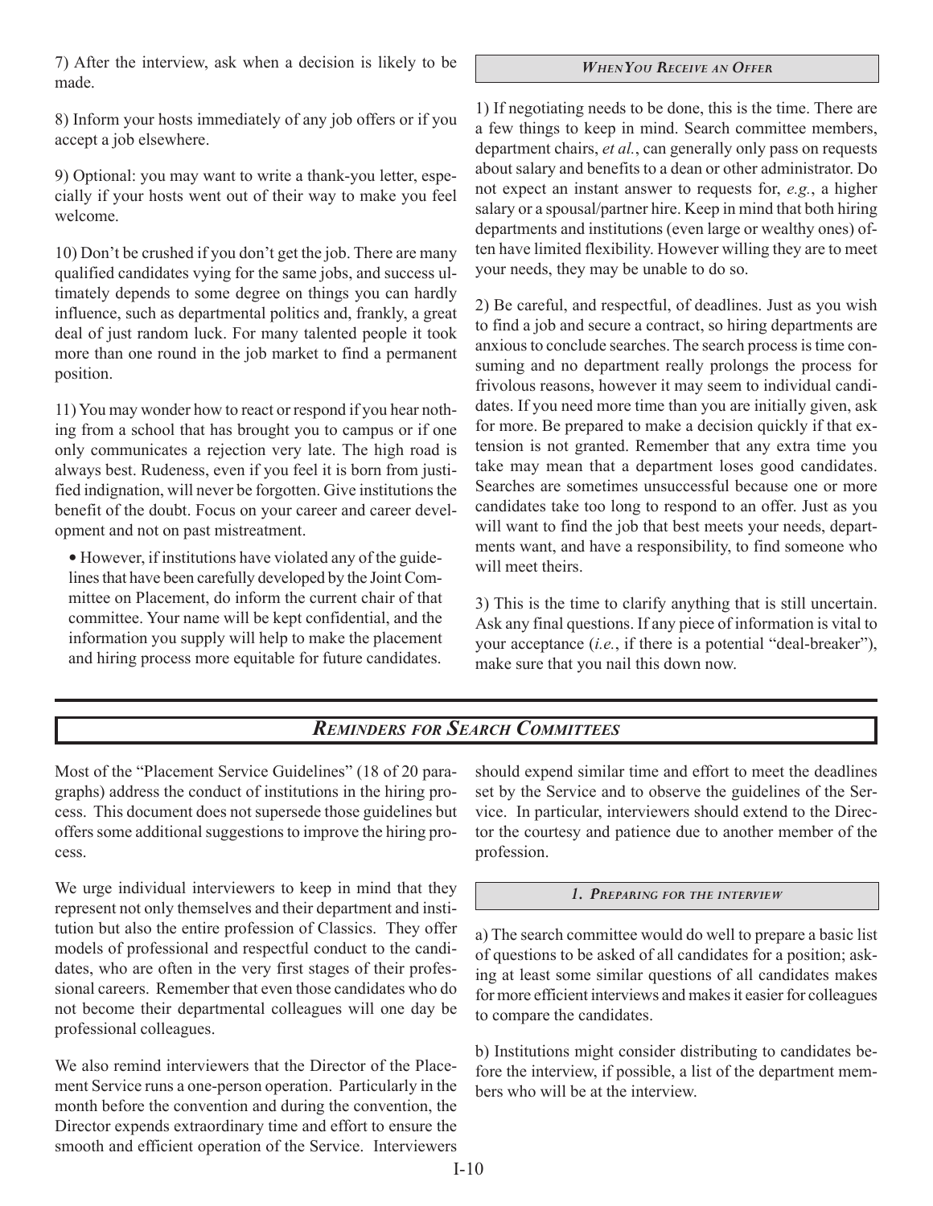7) After the interview, ask when a decision is likely to be made.

8) Inform your hosts immediately of any job offers or if you accept a job elsewhere.

9) Optional: you may want to write a thank-you letter, especially if your hosts went out of their way to make you feel welcome.

10) Don't be crushed if you don't get the job. There are many qualified candidates vying for the same jobs, and success ultimately depends to some degree on things you can hardly influence, such as departmental politics and, frankly, a great deal of just random luck. For many talented people it took more than one round in the job market to find a permanent position.

11) You may wonder how to react or respond if you hear nothing from a school that has brought you to campus or if one only communicates a rejection very late. The high road is always best. Rudeness, even if you feel it is born from justified indignation, will never be forgotten. Give institutions the benefit of the doubt. Focus on your career and career development and not on past mistreatment.

- However, if institutions have violated any of the guidelines that have been carefully developed by the Joint Committee on Placement, do inform the current chair of that committee. Your name will be kept confidential, and the information you supply will help to make the placement and hiring process more equitable for future candidates.

### *When You Receive an Offer*

1) If negotiating needs to be done, this is the time. There are a few things to keep in mind. Search committee members, department chairs, *et al.*, can generally only pass on requests about salary and benefits to a dean or other administrator. Do not expect an instant answer to requests for, *e.g.*, a higher salary or a spousal/partner hire. Keep in mind that both hiring departments and institutions (even large or wealthy ones) often have limited flexibility. However willing they are to meet your needs, they may be unable to do so.

2) Be careful, and respectful, of deadlines. Just as you wish to find a job and secure a contract, so hiring departments are anxious to conclude searches. The search process is time consuming and no department really prolongs the process for frivolous reasons, however it may seem to individual candidates. If you need more time than you are initially given, ask for more. Be prepared to make a decision quickly if that extension is not granted. Remember that any extra time you take may mean that a department loses good candidates. Searches are sometimes unsuccessful because one or more candidates take too long to respond to an offer. Just as you will want to find the job that best meets your needs, departments want, and have a responsibility, to find someone who will meet theirs.

3) This is the time to clarify anything that is still uncertain. Ask any final questions. If any piece of information is vital to your acceptance (*i.e.*, if there is a potential "deal-breaker"), make sure that you nail this down now.

## *Reminders for Search Committees*

Most of the "Placement Service Guidelines" (18 of 20 paragraphs) address the conduct of institutions in the hiring process. This document does not supersede those guidelines but offers some additional suggestions to improve the hiring process.

We urge individual interviewers to keep in mind that they represent not only themselves and their department and institution but also the entire profession of Classics. They offer models of professional and respectful conduct to the candidates, who are often in the very first stages of their professional careers. Remember that even those candidates who do not become their departmental colleagues will one day be professional colleagues.

We also remind interviewers that the Director of the Placement Service runs a one-person operation. Particularly in the month before the convention and during the convention, the Director expends extraordinary time and effort to ensure the smooth and efficient operation of the Service. Interviewers should expend similar time and effort to meet the deadlines set by the Service and to observe the guidelines of the Service. In particular, interviewers should extend to the Director the courtesy and patience due to another member of the profession.

### *1. Preparing for the interview*

a) The search committee would do well to prepare a basic list of questions to be asked of all candidates for a position; asking at least some similar questions of all candidates makes for more efficient interviews and makes it easier for colleagues to compare the candidates.

b) Institutions might consider distributing to candidates before the interview, if possible, a list of the department members who will be at the interview.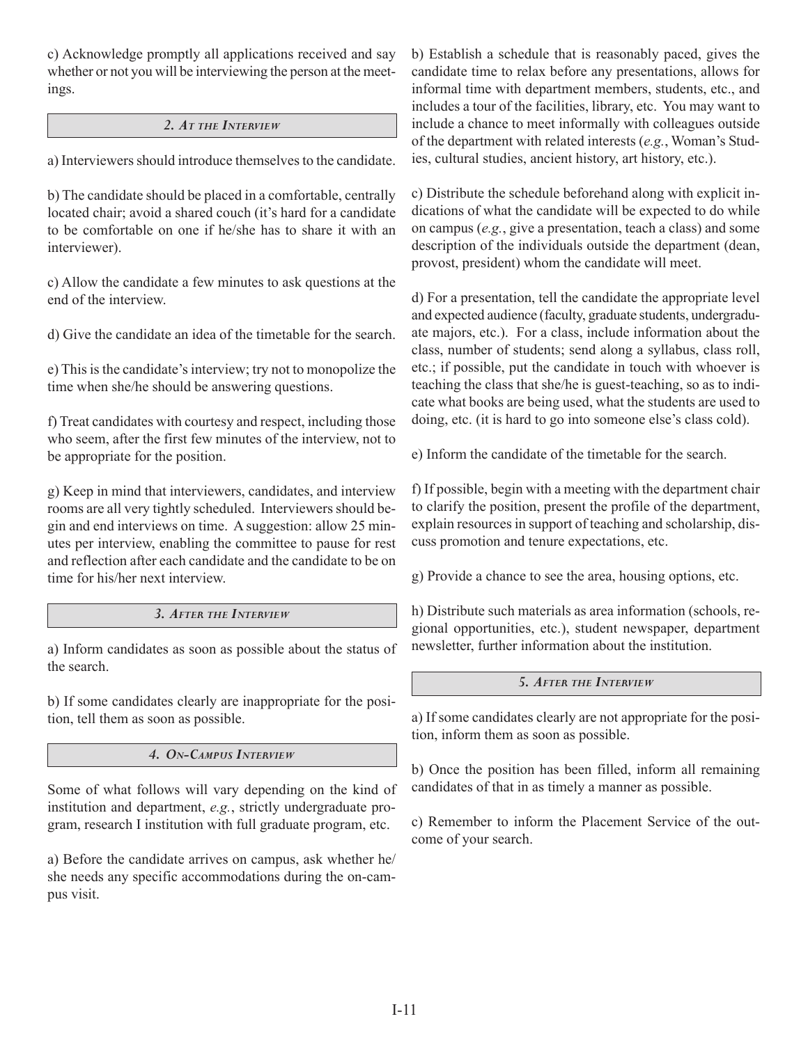c) Acknowledge promptly all applications received and say whether or not you will be interviewing the person at the meetings.

### *2. At the Interview*

a) Interviewers should introduce themselves to the candidate.

b) The candidate should be placed in a comfortable, centrally located chair; avoid a shared couch (it's hard for a candidate to be comfortable on one if he/she has to share it with an interviewer).

c) Allow the candidate a few minutes to ask questions at the end of the interview.

d) Give the candidate an idea of the timetable for the search.

e) This is the candidate's interview; try not to monopolize the time when she/he should be answering questions.

f) Treat candidates with courtesy and respect, including those who seem, after the first few minutes of the interview, not to be appropriate for the position.

g) Keep in mind that interviewers, candidates, and interview rooms are all very tightly scheduled. Interviewers should begin and end interviews on time. A suggestion: allow 25 minutes per interview, enabling the committee to pause for rest and reflection after each candidate and the candidate to be on time for his/her next interview.

### *3. After the Interview*

a) Inform candidates as soon as possible about the status of the search.

b) If some candidates clearly are inappropriate for the position, tell them as soon as possible.

### *4. On-Campus Interview*

Some of what follows will vary depending on the kind of institution and department, *e.g.*, strictly undergraduate program, research I institution with full graduate program, etc.

a) Before the candidate arrives on campus, ask whether he/she needs any specific accommodations during the on-campus visit.

b) Establish a schedule that is reasonably paced, gives the candidate time to relax before any presentations, allows for informal time with department members, students, etc., and includes a tour of the facilities, library, etc. You may want to include a chance to meet informally with colleagues outside of the department with related interests (*e.g.*, Woman's Studies, cultural studies, ancient history, art history, etc.).

c) Distribute the schedule beforehand along with explicit indications of what the candidate will be expected to do while on campus (*e.g.*, give a presentation, teach a class) and some description of the individuals outside the department (dean, provost, president) whom the candidate will meet.

d) For a presentation, tell the candidate the appropriate level and expected audience (faculty, graduate students, undergraduate majors, etc.). For a class, include information about the class, number of students; send along a syllabus, class roll, etc.; if possible, put the candidate in touch with whoever is teaching the class that she/he is guest-teaching, so as to indicate what books are being used, what the students are used to doing, etc. (it is hard to go into someone else's class cold).

e) Inform the candidate of the timetable for the search.

f) If possible, begin with a meeting with the department chair to clarify the position, present the profile of the department, explain resources in support of teaching and scholarship, discuss promotion and tenure expectations, etc.

g) Provide a chance to see the area, housing options, etc.

h) Distribute such materials as area information (schools, regional opportunities, etc.), student newspaper, department newsletter, further information about the institution.

### *5. After the Interview*

a) If some candidates clearly are not appropriate for the position, inform them as soon as possible.

b) Once the position has been filled, inform all remaining candidates of that in as timely a manner as possible.

c) Remember to inform the Placement Service of the outcome of your search.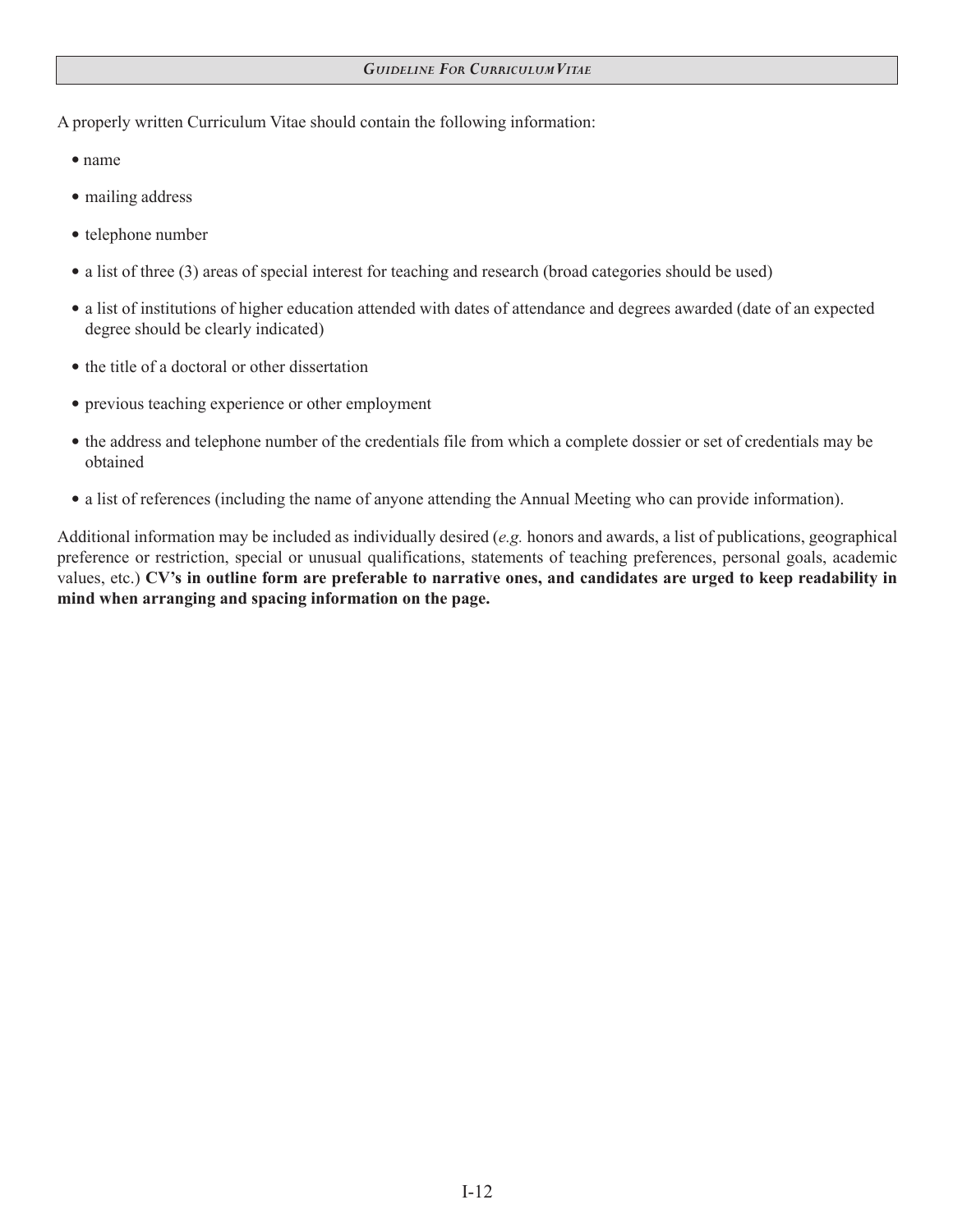## *Guideline For Curriculum Vitae*

A properly written Curriculum Vitae should contain the following information:

- name
- mailing address
- telephone number
- a list of three (3) areas of special interest for teaching and research (broad categories should be used)
- a list of institutions of higher education attended with dates of attendance and degrees awarded (date of an expected degree should be clearly indicated)
- the title of a doctoral or other dissertation
- previous teaching experience or other employment
- the address and telephone number of the credentials file from which a complete dossier or set of credentials may be obtained
- a list of references (including the name of anyone attending the Annual Meeting who can provide information).

Additional information may be included as individually desired (*e.g.* honors and awards, a list of publications, geographical preference or restriction, special or unusual qualifications, statements of teaching preferences, personal goals, academic values, etc.) **CV's in outline form are preferable to narrative ones, and candidates are urged to keep readability in mind when arranging and spacing information on the page.**